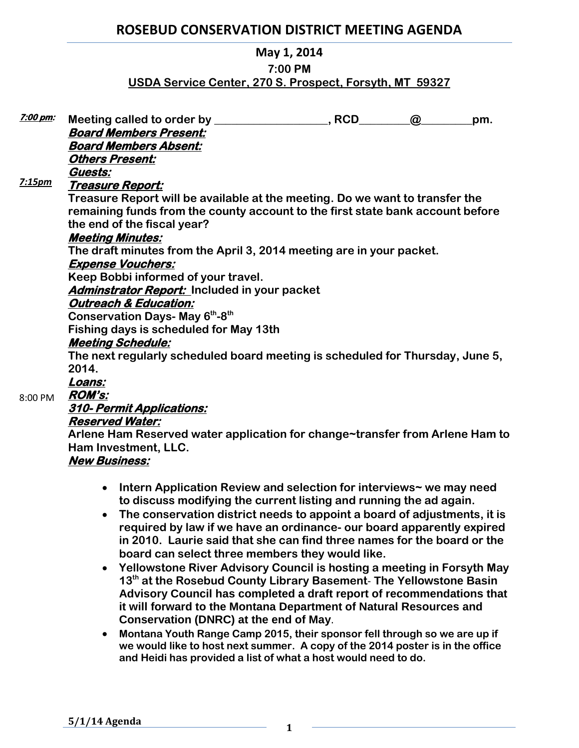# ROSEBUD CONSERVATION DISTRICT MEETING AGENDA

**May 1, 2014**

**7:00 PM**

**USDA Service Center, 270 S. Prospect, Forsyth, MT 59327**

***7:00 pm:*** **Meeting called to order by ___________________, RCD________@________pm.**

***Board Members Present:***

***Board Members Absent:***

***Others Present:***

***Guests:***

***7:15pm*** ***Treasure Report:***

**Treasure Report will be available at the meeting. Do we want to transfer the remaining funds from the county account to the first state bank account before the end of the fiscal year?**

***Meeting Minutes:***

**The draft minutes from the April 3, 2014 meeting are in your packet.**

***Expense Vouchers:***

**Keep Bobbi informed of your travel.**

***Adminstrator Report:*** **Included in your packet**

***Outreach & Education:***

**Conservation Days- May 6th-8th**

**Fishing days is scheduled for May 13th**

***Meeting Schedule:***

**The next regularly scheduled board meeting is scheduled for Thursday, June 5, 2014.**

***Loans:***

8:00 PM ***ROM's:***

***310- Permit Applications:***

***Reserved Water:***

**Arlene Ham Reserved water application for change~transfer from Arlene Ham to Ham Investment, LLC.**

***New Business:***

- **Intern Application Review and selection for interviews~ we may need to discuss modifying the current listing and running the ad again.**
- **The conservation district needs to appoint a board of adjustments, it is required by law if we have an ordinance- our board apparently expired in 2010. Laurie said that she can find three names for the board or the board can select three members they would like.**
- **Yellowstone River Advisory Council is hosting a meeting in Forsyth May 13th at the Rosebud County Library Basement- The Yellowstone Basin Advisory Council has completed a draft report of recommendations that it will forward to the Montana Department of Natural Resources and Conservation (DNRC) at the end of May.**
- **Montana Youth Range Camp 2015, their sponsor fell through so we are up if we would like to host next summer. A copy of the 2014 poster is in the office and Heidi has provided a list of what a host would need to do.**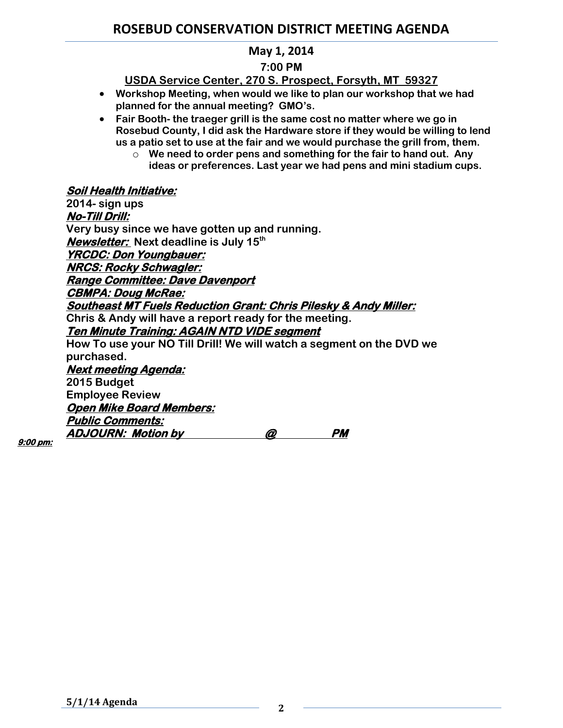# ROSEBUD CONSERVATION DISTRICT MEETING AGENDA

**May 1, 2014**

**7:00 PM**

**USDA Service Center, 270 S. Prospect, Forsyth, MT 59327**

- **Workshop Meeting, when would we like to plan our workshop that we had planned for the annual meeting? GMO's.**
- **Fair Booth- the traeger grill is the same cost no matter where we go in Rosebud County, I did ask the Hardware store if they would be willing to lend us a patio set to use at the fair and we would purchase the grill from, them.**
  - **We need to order pens and something for the fair to hand out. Any ideas or preferences. Last year we had pens and mini stadium cups.**

***Soil Health Initiative:***

**2014- sign ups**

***No-Till Drill:***

**Very busy since we have gotten up and running.**

***Newsletter:*** **Next deadline is July 15th**

***YRCDC: Don Youngbauer:***

***NRCS: Rocky Schwagler:***

***Range Committee: Dave Davenport***

***CBMPA: Doug McRae:***

***Southeast MT Fuels Reduction Grant: Chris Pilesky & Andy Miller:***

**Chris & Andy will have a report ready for the meeting.**

***Ten Minute Training: AGAIN NTD VIDE segment***

**How To use your NO Till Drill! We will watch a segment on the DVD we purchased.**

***Next meeting Agenda:***

**2015 Budget**

**Employee Review**

***Open Mike Board Members:***

***Public Comments:***

***ADJOURN: Motion by ______________ @ __________ PM***

***9:00 pm:***